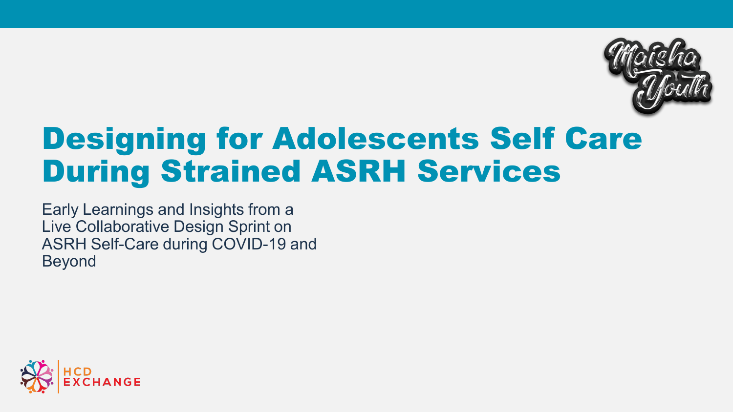# Designing for Adolescents Self Care During Strained ASRH Services

Early Learnings and Insights from a Live Collaborative Design Sprint on ASRH Self-Care during COVID-19 and Beyond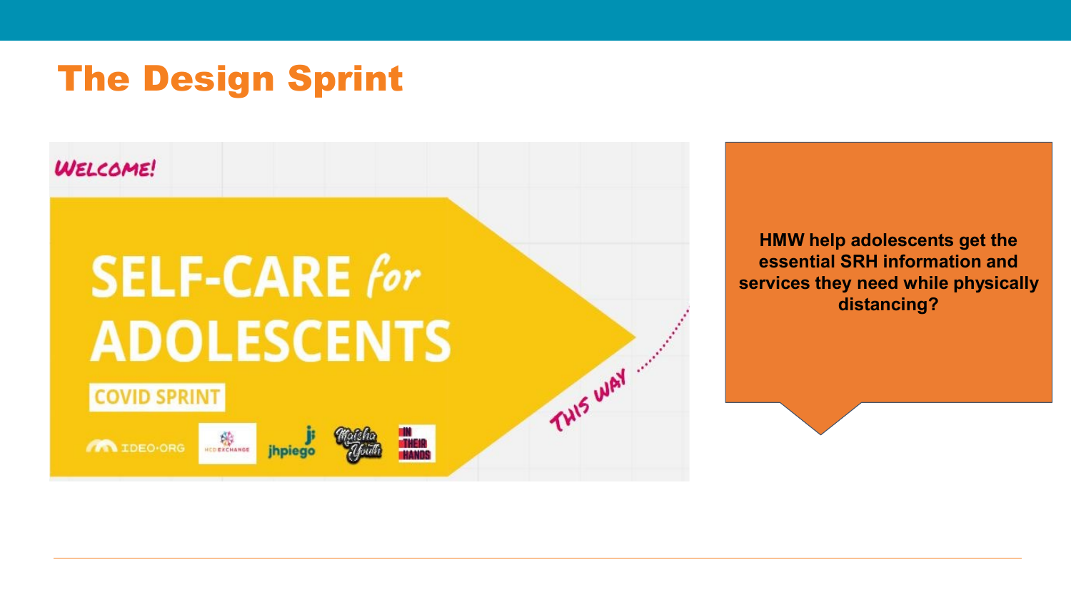# The Design Sprint

WELCOME!

SELF-CARE *for* ADOLESCENTS

COVID SPRINT

IDEO·ORG · HCD EXCHANGE · jhpiego · Maisha Youth · IN THEIR HANDS

THIS WAY

**HMW help adolescents get the essential SRH information and services they need while physically distancing?**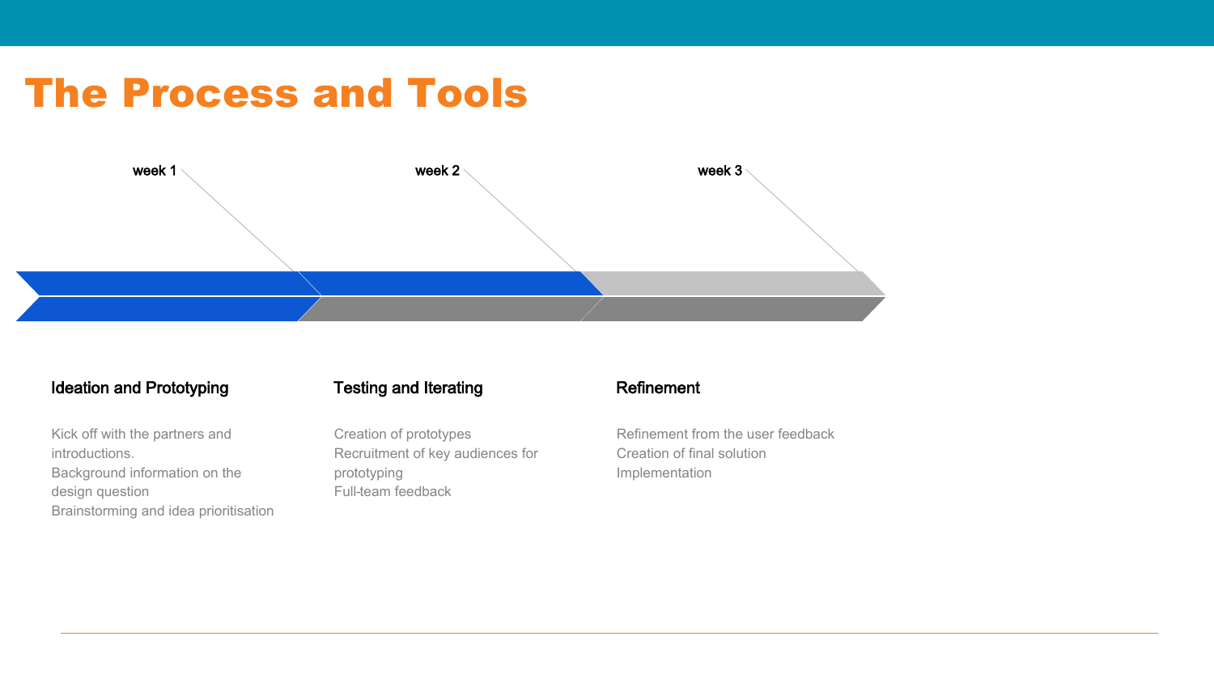# The Process and Tools

week 1

### Ideation and Prototyping

Kick off with the partners and introductions.
Background information on the design question
Brainstorming and idea prioritisation

week 2

### Testing and Iterating

Creation of prototypes
Recruitment of key audiences for prototyping
Full-team feedback

week 3

### Refinement

Refinement from the user feedback
Creation of final solution
Implementation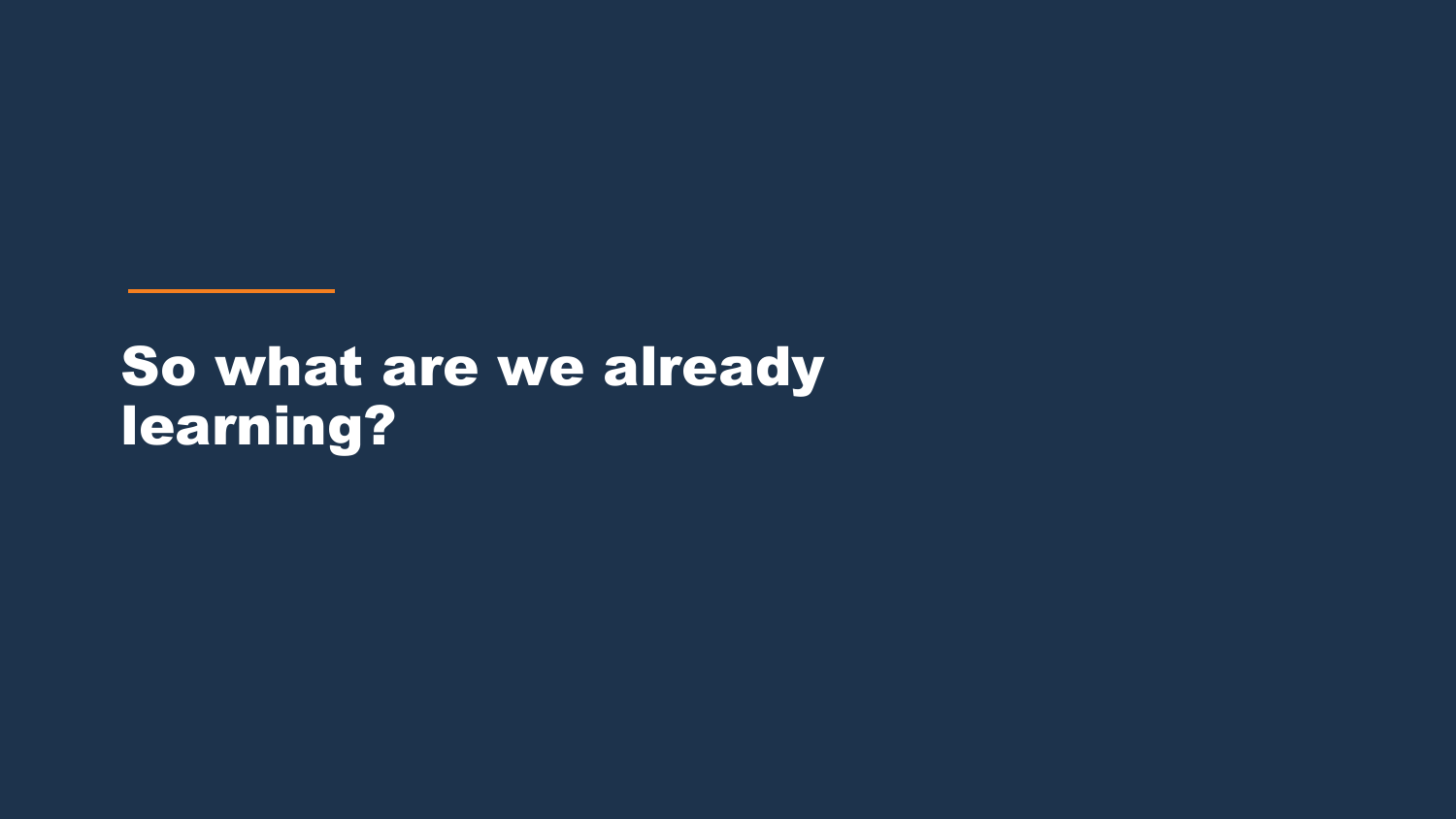# So what are we already learning?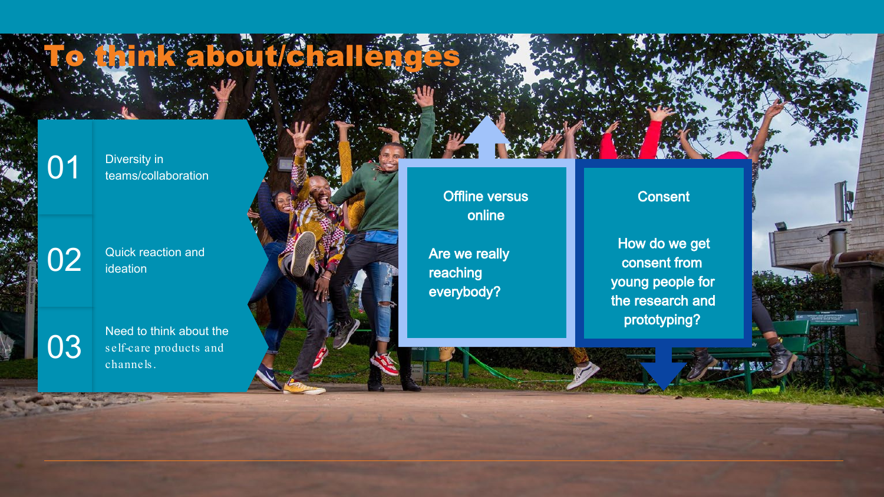# To think about/challenges

01 Diversity in teams/collaboration

02 Quick reaction and ideation

03 Need to think about the self-care products and channels.

**Offline versus online**

Are we really reaching everybody?

**Consent**

How do we get consent from young people for the research and prototyping?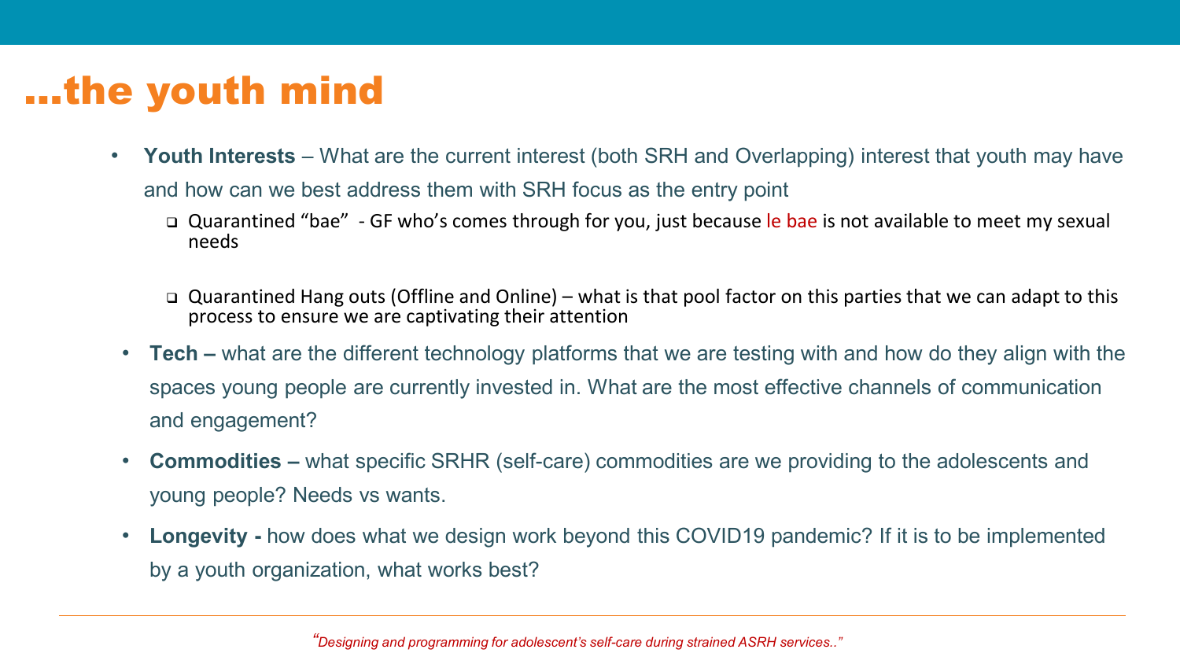# …the youth mind

- **Youth Interests** – What are the current interest (both SRH and Overlapping) interest that youth may have and how can we best address them with SRH focus as the entry point
  - Quarantined "bae" - GF who's comes through for you, just because le bae is not available to meet my sexual needs
  - Quarantined Hang outs (Offline and Online) – what is that pool factor on this parties that we can adapt to this process to ensure we are captivating their attention
- **Tech –** what are the different technology platforms that we are testing with and how do they align with the spaces young people are currently invested in. What are the most effective channels of communication and engagement?
- **Commodities –** what specific SRHR (self-care) commodities are we providing to the adolescents and young people? Needs vs wants.
- **Longevity -** how does what we design work beyond this COVID19 pandemic? If it is to be implemented by a youth organization, what works best?

*"Designing and programming for adolescent's self-care during strained ASRH services.."*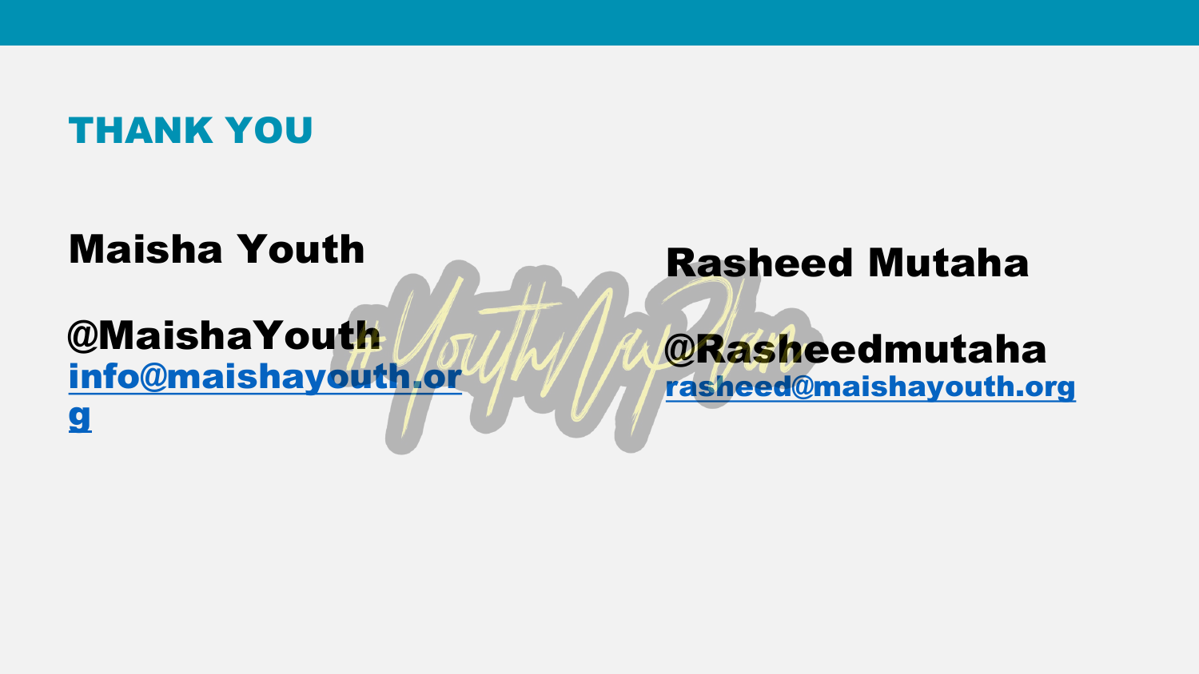# THANK YOU

## Maisha Youth

**@MaishaYouth**
**info@maishayouth.org**

## Rasheed Mutaha

**@Rasheedmutaha**
**rasheed@maishayouth.org**